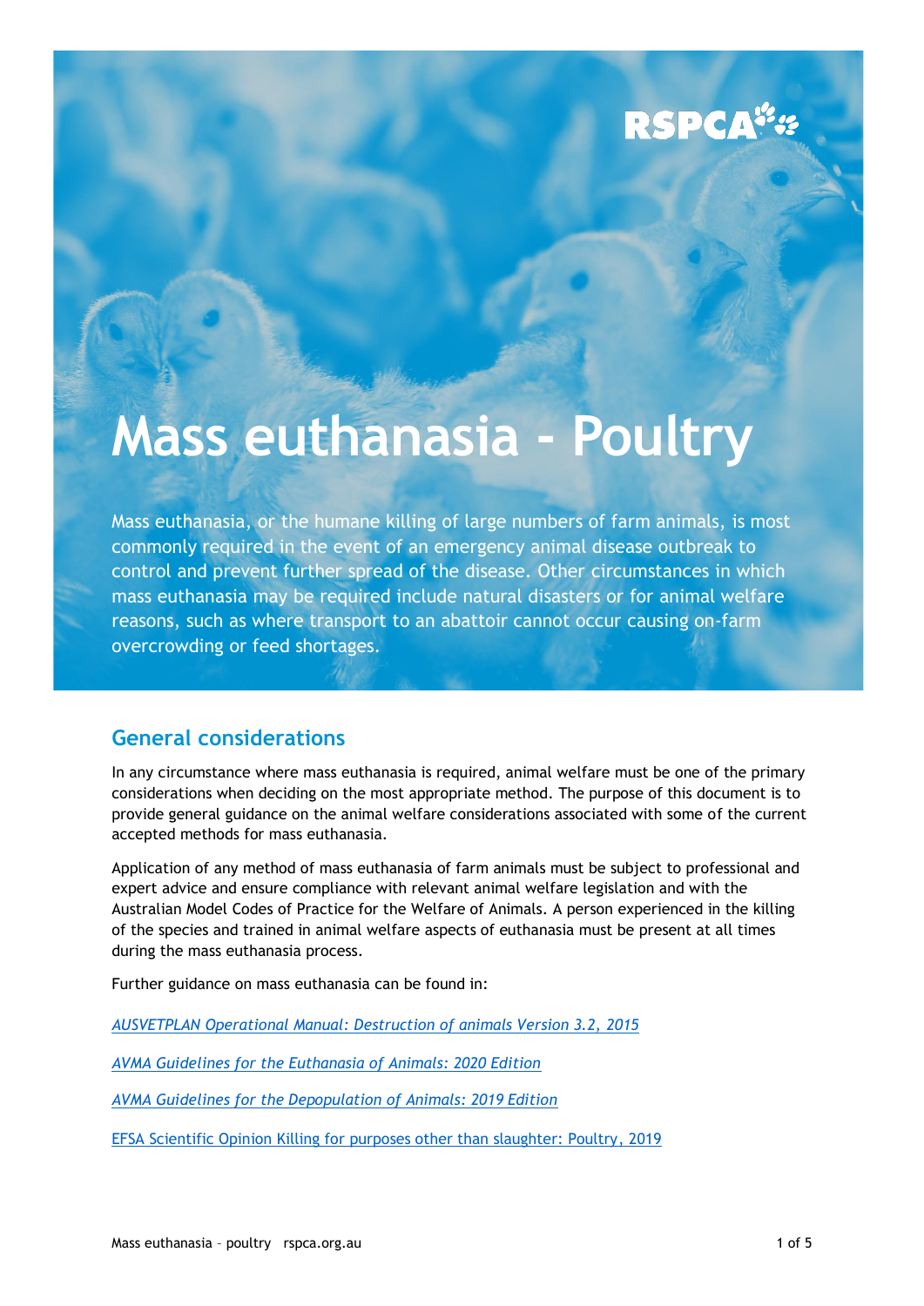RSPCA

# Mass euthanasia - Poultry

Mass euthanasia, or the humane killing of large numbers of farm animals, is most commonly required in the event of an emergency animal disease outbreak to control and prevent further spread of the disease. Other circumstances in which mass euthanasia may be required include natural disasters or for animal welfare reasons, such as where transport to an abattoir cannot occur causing on-farm overcrowding or feed shortages.

## General considerations

In any circumstance where mass euthanasia is required, animal welfare must be one of the primary considerations when deciding on the most appropriate method. The purpose of this document is to provide general guidance on the animal welfare considerations associated with some of the current accepted methods for mass euthanasia.

Application of any method of mass euthanasia of farm animals must be subject to professional and expert advice and ensure compliance with relevant animal welfare legislation and with the Australian Model Codes of Practice for the Welfare of Animals. A person experienced in the killing of the species and trained in animal welfare aspects of euthanasia must be present at all times during the mass euthanasia process.

Further guidance on mass euthanasia can be found in:

*AUSVETPLAN Operational Manual: Destruction of animals Version 3.2, 2015*

*AVMA Guidelines for the Euthanasia of Animals: 2020 Edition*

*AVMA Guidelines for the Depopulation of Animals: 2019 Edition*

EFSA Scientific Opinion Killing for purposes other than slaughter: Poultry, 2019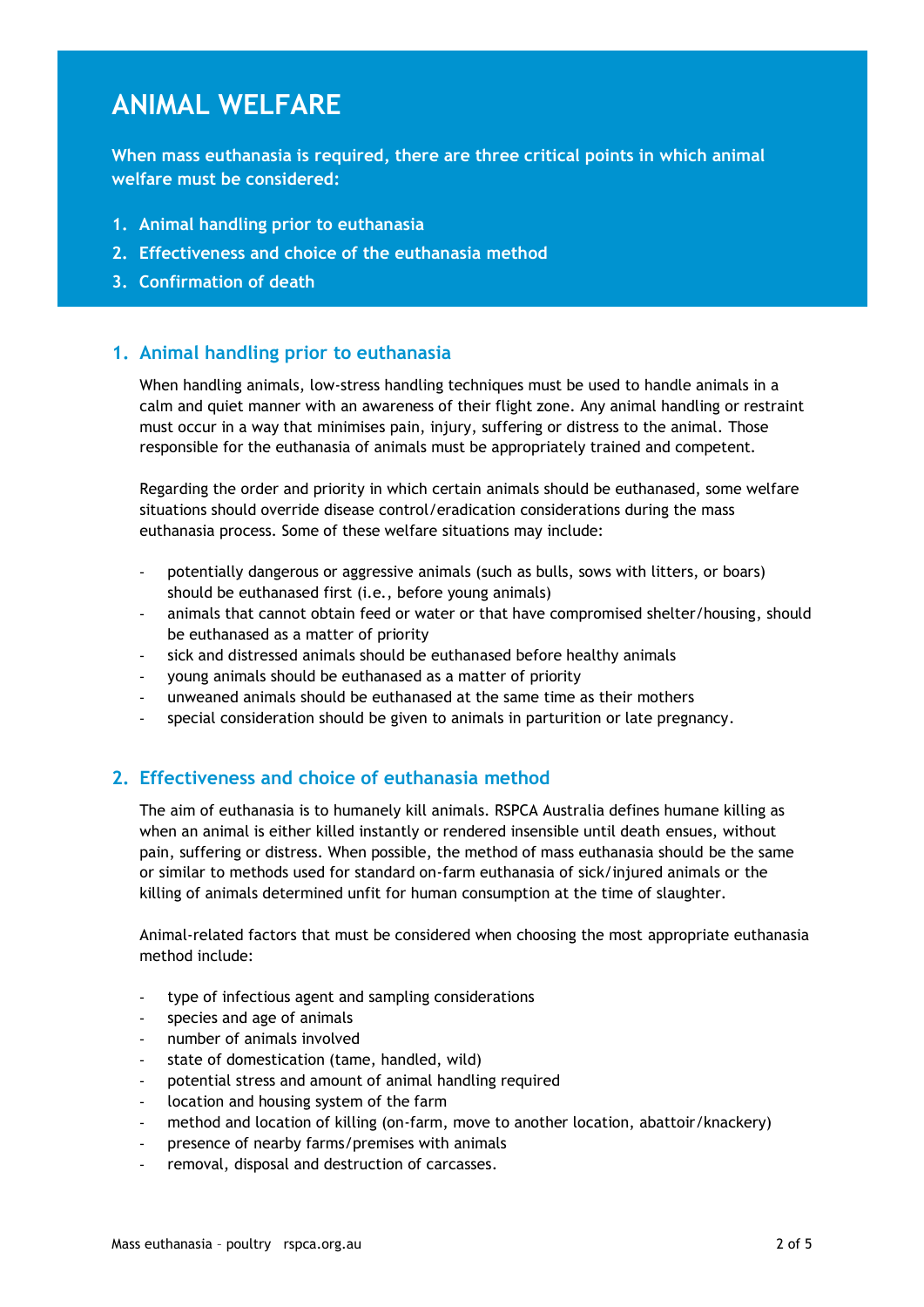# ANIMAL WELFARE

**When mass euthanasia is required, there are three critical points in which animal welfare must be considered:**

1. **Animal handling prior to euthanasia**
2. **Effectiveness and choice of the euthanasia method**
3. **Confirmation of death**

## 1. Animal handling prior to euthanasia

When handling animals, low-stress handling techniques must be used to handle animals in a calm and quiet manner with an awareness of their flight zone. Any animal handling or restraint must occur in a way that minimises pain, injury, suffering or distress to the animal. Those responsible for the euthanasia of animals must be appropriately trained and competent.

Regarding the order and priority in which certain animals should be euthanased, some welfare situations should override disease control/eradication considerations during the mass euthanasia process. Some of these welfare situations may include:

- potentially dangerous or aggressive animals (such as bulls, sows with litters, or boars) should be euthanased first (i.e., before young animals)
- animals that cannot obtain feed or water or that have compromised shelter/housing, should be euthanased as a matter of priority
- sick and distressed animals should be euthanased before healthy animals
- young animals should be euthanased as a matter of priority
- unweaned animals should be euthanased at the same time as their mothers
- special consideration should be given to animals in parturition or late pregnancy.

## 2. Effectiveness and choice of euthanasia method

The aim of euthanasia is to humanely kill animals. RSPCA Australia defines humane killing as when an animal is either killed instantly or rendered insensible until death ensues, without pain, suffering or distress. When possible, the method of mass euthanasia should be the same or similar to methods used for standard on-farm euthanasia of sick/injured animals or the killing of animals determined unfit for human consumption at the time of slaughter.

Animal-related factors that must be considered when choosing the most appropriate euthanasia method include:

- type of infectious agent and sampling considerations
- species and age of animals
- number of animals involved
- state of domestication (tame, handled, wild)
- potential stress and amount of animal handling required
- location and housing system of the farm
- method and location of killing (on-farm, move to another location, abattoir/knackery)
- presence of nearby farms/premises with animals
- removal, disposal and destruction of carcasses.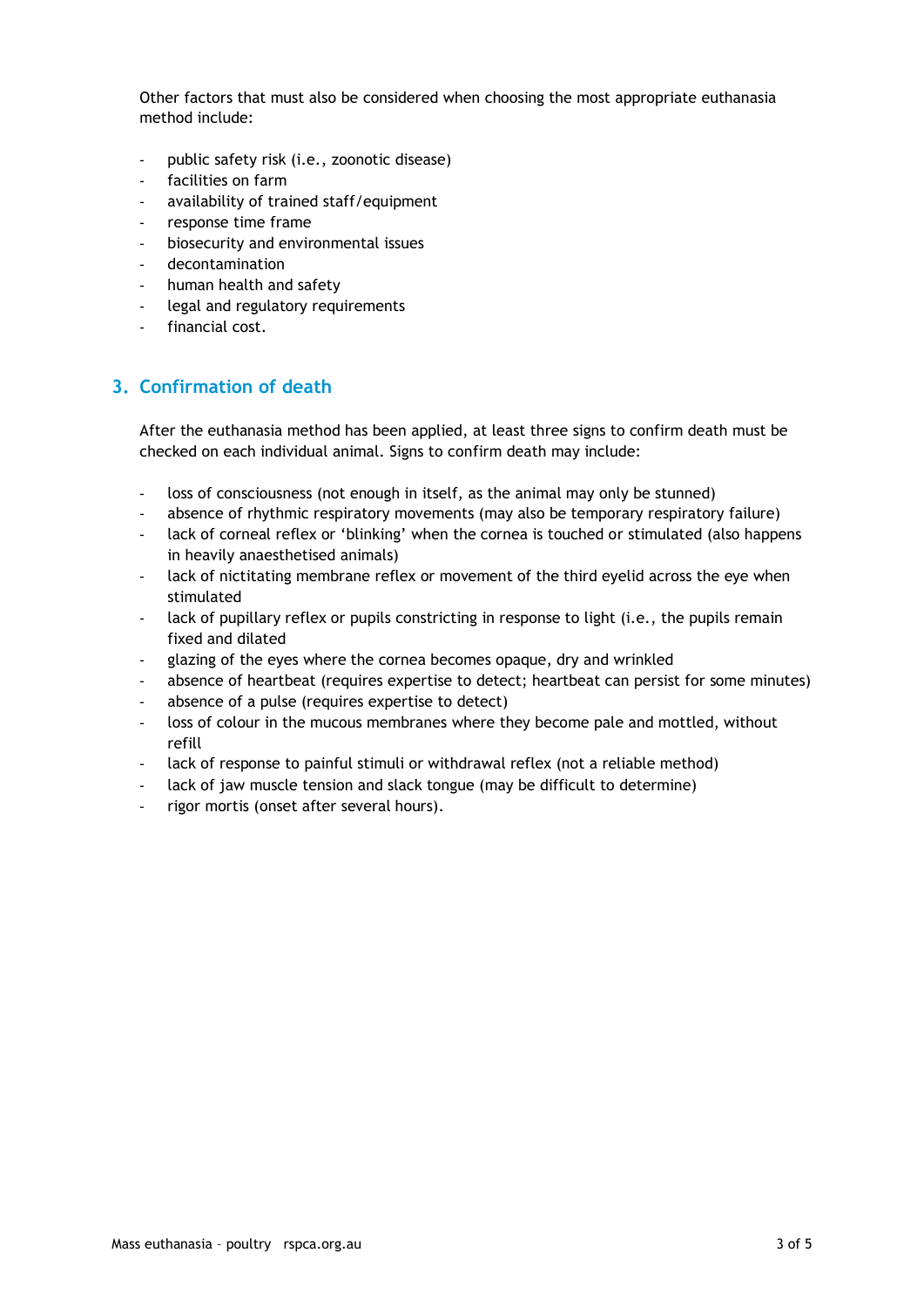Other factors that must also be considered when choosing the most appropriate euthanasia method include:

- public safety risk (i.e., zoonotic disease)
- facilities on farm
- availability of trained staff/equipment
- response time frame
- biosecurity and environmental issues
- decontamination
- human health and safety
- legal and regulatory requirements
- financial cost.

## 3. Confirmation of death

After the euthanasia method has been applied, at least three signs to confirm death must be checked on each individual animal. Signs to confirm death may include:

- loss of consciousness (not enough in itself, as the animal may only be stunned)
- absence of rhythmic respiratory movements (may also be temporary respiratory failure)
- lack of corneal reflex or 'blinking' when the cornea is touched or stimulated (also happens in heavily anaesthetised animals)
- lack of nictitating membrane reflex or movement of the third eyelid across the eye when stimulated
- lack of pupillary reflex or pupils constricting in response to light (i.e., the pupils remain fixed and dilated
- glazing of the eyes where the cornea becomes opaque, dry and wrinkled
- absence of heartbeat (requires expertise to detect; heartbeat can persist for some minutes)
- absence of a pulse (requires expertise to detect)
- loss of colour in the mucous membranes where they become pale and mottled, without refill
- lack of response to painful stimuli or withdrawal reflex (not a reliable method)
- lack of jaw muscle tension and slack tongue (may be difficult to determine)
- rigor mortis (onset after several hours).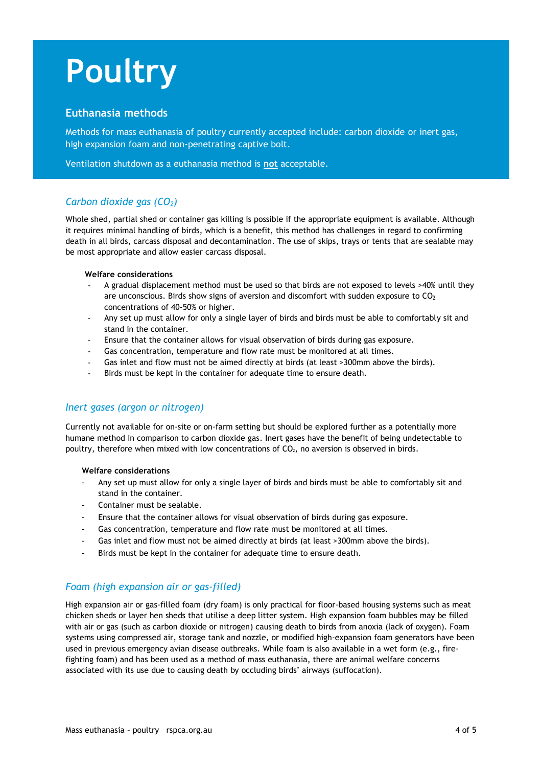# Poultry

## Euthanasia methods

Methods for mass euthanasia of poultry currently accepted include: carbon dioxide or inert gas, high expansion foam and non-penetrating captive bolt.

Ventilation shutdown as a euthanasia method is **not** acceptable.

### *Carbon dioxide gas ($CO_2$)*

Whole shed, partial shed or container gas killing is possible if the appropriate equipment is available. Although it requires minimal handling of birds, which is a benefit, this method has challenges in regard to confirming death in all birds, carcass disposal and decontamination. The use of skips, trays or tents that are sealable may be most appropriate and allow easier carcass disposal.

**Welfare considerations**

- A gradual displacement method must be used so that birds are not exposed to levels >40% until they are unconscious. Birds show signs of aversion and discomfort with sudden exposure to $CO_2$ concentrations of 40-50% or higher.
- Any set up must allow for only a single layer of birds and birds must be able to comfortably sit and stand in the container.
- Ensure that the container allows for visual observation of birds during gas exposure.
- Gas concentration, temperature and flow rate must be monitored at all times.
- Gas inlet and flow must not be aimed directly at birds (at least >300mm above the birds).
- Birds must be kept in the container for adequate time to ensure death.

### *Inert gases (argon or nitrogen)*

Currently not available for on-site or on-farm setting but should be explored further as a potentially more humane method in comparison to carbon dioxide gas. Inert gases have the benefit of being undetectable to poultry, therefore when mixed with low concentrations of $CO_2$, no aversion is observed in birds.

**Welfare considerations**

- Any set up must allow for only a single layer of birds and birds must be able to comfortably sit and stand in the container.
- Container must be sealable.
- Ensure that the container allows for visual observation of birds during gas exposure.
- Gas concentration, temperature and flow rate must be monitored at all times.
- Gas inlet and flow must not be aimed directly at birds (at least >300mm above the birds).
- Birds must be kept in the container for adequate time to ensure death.

### *Foam (high expansion air or gas-filled)*

High expansion air or gas-filled foam (dry foam) is only practical for floor-based housing systems such as meat chicken sheds or layer hen sheds that utilise a deep litter system. High expansion foam bubbles may be filled with air or gas (such as carbon dioxide or nitrogen) causing death to birds from anoxia (lack of oxygen). Foam systems using compressed air, storage tank and nozzle, or modified high-expansion foam generators have been used in previous emergency avian disease outbreaks. While foam is also available in a wet form (e.g., fire-fighting foam) and has been used as a method of mass euthanasia, there are animal welfare concerns associated with its use due to causing death by occluding birds' airways (suffocation).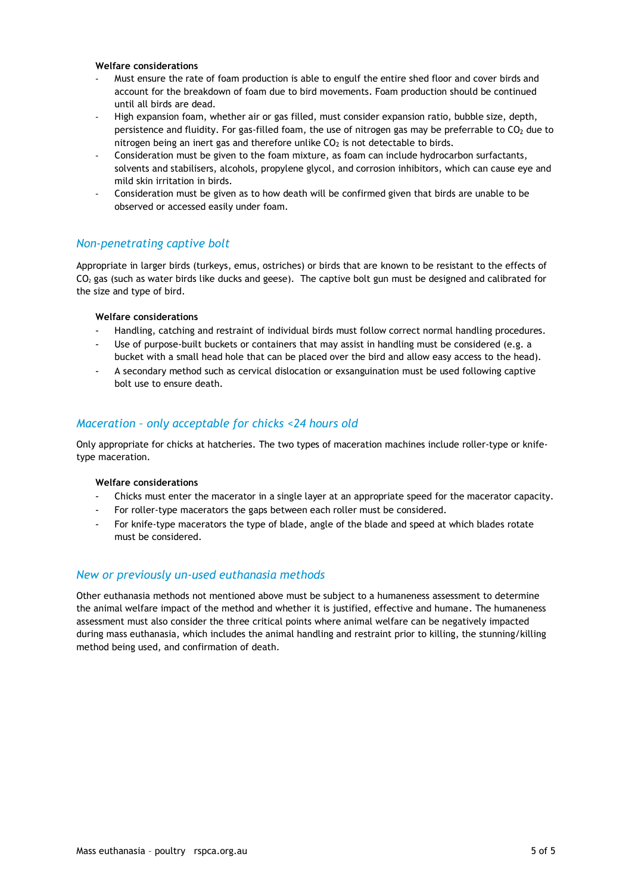**Welfare considerations**

- Must ensure the rate of foam production is able to engulf the entire shed floor and cover birds and account for the breakdown of foam due to bird movements. Foam production should be continued until all birds are dead.
- High expansion foam, whether air or gas filled, must consider expansion ratio, bubble size, depth, persistence and fluidity. For gas-filled foam, the use of nitrogen gas may be preferrable to $CO_2$ due to nitrogen being an inert gas and therefore unlike $CO_2$ is not detectable to birds.
- Consideration must be given to the foam mixture, as foam can include hydrocarbon surfactants, solvents and stabilisers, alcohols, propylene glycol, and corrosion inhibitors, which can cause eye and mild skin irritation in birds.
- Consideration must be given as to how death will be confirmed given that birds are unable to be observed or accessed easily under foam.

## *Non-penetrating captive bolt*

Appropriate in larger birds (turkeys, emus, ostriches) or birds that are known to be resistant to the effects of $CO_2$ gas (such as water birds like ducks and geese). The captive bolt gun must be designed and calibrated for the size and type of bird.

**Welfare considerations**

- Handling, catching and restraint of individual birds must follow correct normal handling procedures.
- Use of purpose-built buckets or containers that may assist in handling must be considered (e.g. a bucket with a small head hole that can be placed over the bird and allow easy access to the head).
- A secondary method such as cervical dislocation or exsanguination must be used following captive bolt use to ensure death.

## *Maceration – only acceptable for chicks <24 hours old*

Only appropriate for chicks at hatcheries. The two types of maceration machines include roller-type or knife-type maceration.

**Welfare considerations**

- Chicks must enter the macerator in a single layer at an appropriate speed for the macerator capacity.
- For roller-type macerators the gaps between each roller must be considered.
- For knife-type macerators the type of blade, angle of the blade and speed at which blades rotate must be considered.

## *New or previously un-used euthanasia methods*

Other euthanasia methods not mentioned above must be subject to a humaneness assessment to determine the animal welfare impact of the method and whether it is justified, effective and humane. The humaneness assessment must also consider the three critical points where animal welfare can be negatively impacted during mass euthanasia, which includes the animal handling and restraint prior to killing, the stunning/killing method being used, and confirmation of death.